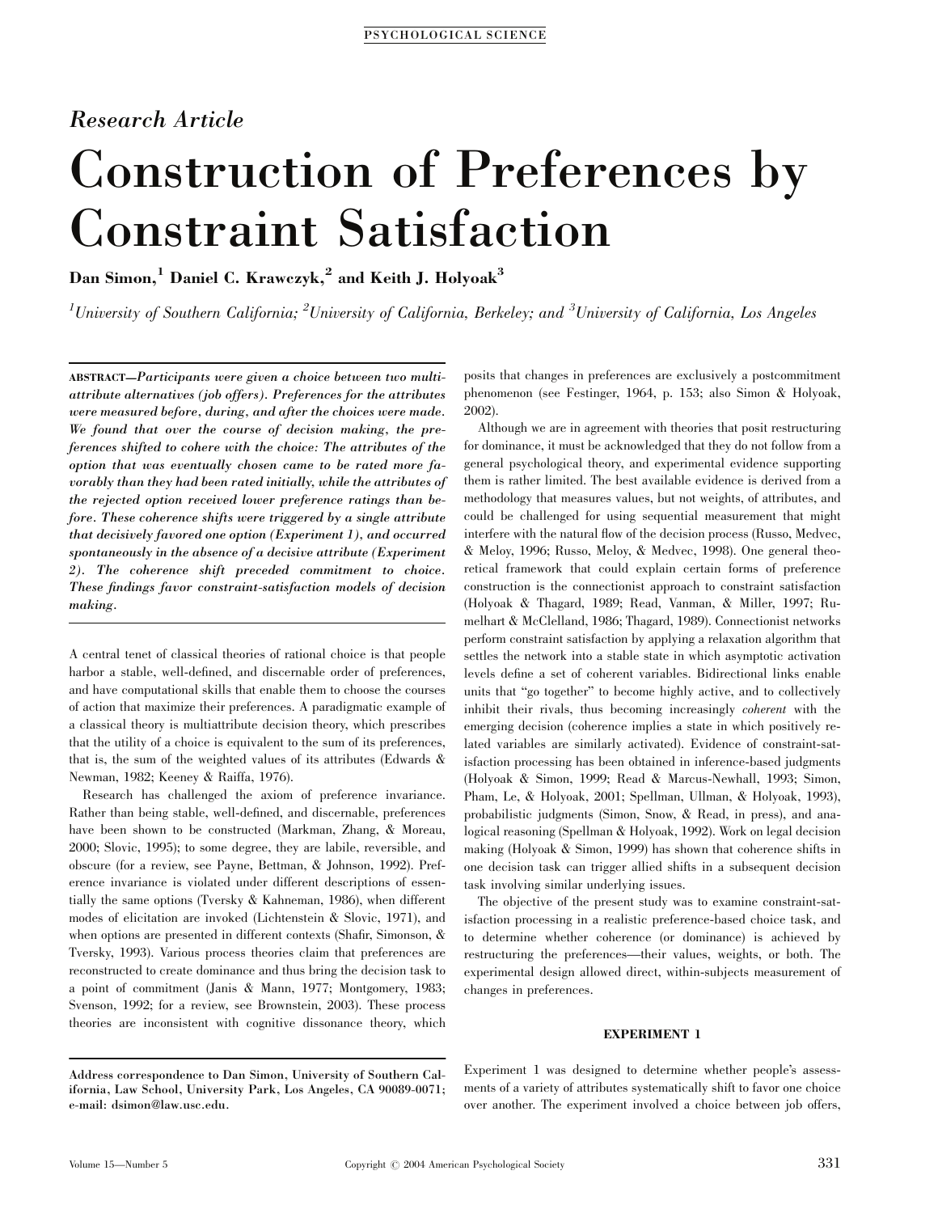*Research Article*

# Construction of Preferences by Constraint Satisfaction

**Dan Simon,[1] Daniel C. Krawczyk,[2] and Keith J. Holyoak[3]**

*[1]University of Southern California; [2]University of California, Berkeley; and [3]University of California, Los Angeles*

**ABSTRACT—*Participants were given a choice between two multiattribute alternatives (job offers). Preferences for the attributes were measured before, during, and after the choices were made. We found that over the course of decision making, the preferences shifted to cohere with the choice: The attributes of the option that was eventually chosen came to be rated more favorably than they had been rated initially, while the attributes of the rejected option received lower preference ratings than before. These coherence shifts were triggered by a single attribute that decisively favored one option (Experiment 1), and occurred spontaneously in the absence of a decisive attribute (Experiment 2). The coherence shift preceded commitment to choice. These findings favor constraint-satisfaction models of decision making.***

A central tenet of classical theories of rational choice is that people harbor a stable, well-defined, and discernable order of preferences, and have computational skills that enable them to choose the courses of action that maximize their preferences. A paradigmatic example of a classical theory is multiattribute decision theory, which prescribes that the utility of a choice is equivalent to the sum of its preferences, that is, the sum of the weighted values of its attributes (Edwards & Newman, 1982; Keeney & Raiffa, 1976).

Research has challenged the axiom of preference invariance. Rather than being stable, well-defined, and discernable, preferences have been shown to be constructed (Markman, Zhang, & Moreau, 2000; Slovic, 1995); to some degree, they are labile, reversible, and obscure (for a review, see Payne, Bettman, & Johnson, 1992). Preference invariance is violated under different descriptions of essentially the same options (Tversky & Kahneman, 1986), when different modes of elicitation are invoked (Lichtenstein & Slovic, 1971), and when options are presented in different contexts (Shafir, Simonson, & Tversky, 1993). Various process theories claim that preferences are reconstructed to create dominance and thus bring the decision task to a point of commitment (Janis & Mann, 1977; Montgomery, 1983; Svenson, 1992; for a review, see Brownstein, 2003). These process theories are inconsistent with cognitive dissonance theory, which posits that changes in preferences are exclusively a postcommitment phenomenon (see Festinger, 1964, p. 153; also Simon & Holyoak, 2002).

Although we are in agreement with theories that posit restructuring for dominance, it must be acknowledged that they do not follow from a general psychological theory, and experimental evidence supporting them is rather limited. The best available evidence is derived from a methodology that measures values, but not weights, of attributes, and could be challenged for using sequential measurement that might interfere with the natural flow of the decision process (Russo, Medvec, & Meloy, 1996; Russo, Meloy, & Medvec, 1998). One general theoretical framework that could explain certain forms of preference construction is the connectionist approach to constraint satisfaction (Holyoak & Thagard, 1989; Read, Vanman, & Miller, 1997; Rumelhart & McClelland, 1986; Thagard, 1989). Connectionist networks perform constraint satisfaction by applying a relaxation algorithm that settles the network into a stable state in which asymptotic activation levels define a set of coherent variables. Bidirectional links enable units that "go together" to become highly active, and to collectively inhibit their rivals, thus becoming increasingly *coherent* with the emerging decision (coherence implies a state in which positively related variables are similarly activated). Evidence of constraint-satisfaction processing has been obtained in inference-based judgments (Holyoak & Simon, 1999; Read & Marcus-Newhall, 1993; Simon, Pham, Le, & Holyoak, 2001; Spellman, Ullman, & Holyoak, 1993), probabilistic judgments (Simon, Snow, & Read, in press), and analogical reasoning (Spellman & Holyoak, 1992). Work on legal decision making (Holyoak & Simon, 1999) has shown that coherence shifts in one decision task can trigger allied shifts in a subsequent decision task involving similar underlying issues.

The objective of the present study was to examine constraint-satisfaction processing in a realistic preference-based choice task, and to determine whether coherence (or dominance) is achieved by restructuring the preferences—their values, weights, or both. The experimental design allowed direct, within-subjects measurement of changes in preferences.

## EXPERIMENT 1

Experiment 1 was designed to determine whether people's assessments of a variety of attributes systematically shift to favor one choice over another. The experiment involved a choice between job offers,

**Address correspondence to Dan Simon, University of Southern California, Law School, University Park, Los Angeles, CA 90089-0071; e-mail: dsimon@law.usc.edu.**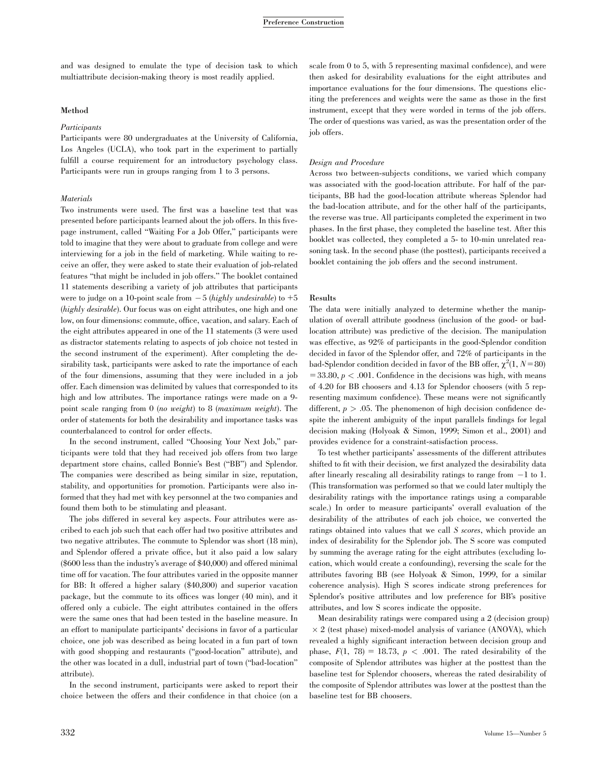and was designed to emulate the type of decision task to which multiattribute decision-making theory is most readily applied.

### Method

#### *Participants*

Participants were 80 undergraduates at the University of California, Los Angeles (UCLA), who took part in the experiment to partially fulfill a course requirement for an introductory psychology class. Participants were run in groups ranging from 1 to 3 persons.

#### *Materials*

Two instruments were used. The first was a baseline test that was presented before participants learned about the job offers. In this five-page instrument, called "Waiting For a Job Offer," participants were told to imagine that they were about to graduate from college and were interviewing for a job in the field of marketing. While waiting to receive an offer, they were asked to state their evaluation of job-related features "that might be included in job offers." The booklet contained 11 statements describing a variety of job attributes that participants were to judge on a 10-point scale from −5 (*highly undesirable*) to +5 (*highly desirable*). Our focus was on eight attributes, one high and one low, on four dimensions: commute, office, vacation, and salary. Each of the eight attributes appeared in one of the 11 statements (3 were used as distractor statements relating to aspects of job choice not tested in the second instrument of the experiment). After completing the desirability task, participants were asked to rate the importance of each of the four dimensions, assuming that they were included in a job offer. Each dimension was delimited by values that corresponded to its high and low attributes. The importance ratings were made on a 9-point scale ranging from 0 (*no weight*) to 8 (*maximum weight*). The order of statements for both the desirability and importance tasks was counterbalanced to control for order effects.

In the second instrument, called "Choosing Your Next Job," participants were told that they had received job offers from two large department store chains, called Bonnie's Best ("BB") and Splendor. The companies were described as being similar in size, reputation, stability, and opportunities for promotion. Participants were also informed that they had met with key personnel at the two companies and found them both to be stimulating and pleasant.

The jobs differed in several key aspects. Four attributes were ascribed to each job such that each offer had two positive attributes and two negative attributes. The commute to Splendor was short (18 min), and Splendor offered a private office, but it also paid a low salary ($600 less than the industry's average of $40,000) and offered minimal time off for vacation. The four attributes varied in the opposite manner for BB: It offered a higher salary ($40,800) and superior vacation package, but the commute to its offices was longer (40 min), and it offered only a cubicle. The eight attributes contained in the offers were the same ones that had been tested in the baseline measure. In an effort to manipulate participants' decisions in favor of a particular choice, one job was described as being located in a fun part of town with good shopping and restaurants ("good-location" attribute), and the other was located in a dull, industrial part of town ("bad-location" attribute).

In the second instrument, participants were asked to report their choice between the offers and their confidence in that choice (on a scale from 0 to 5, with 5 representing maximal confidence), and were then asked for desirability evaluations for the eight attributes and importance evaluations for the four dimensions. The questions eliciting the preferences and weights were the same as those in the first instrument, except that they were worded in terms of the job offers. The order of questions was varied, as was the presentation order of the job offers.

#### *Design and Procedure*

Across two between-subjects conditions, we varied which company was associated with the good-location attribute. For half of the participants, BB had the good-location attribute whereas Splendor had the bad-location attribute, and for the other half of the participants, the reverse was true. All participants completed the experiment in two phases. In the first phase, they completed the baseline test. After this booklet was collected, they completed a 5- to 10-min unrelated reasoning task. In the second phase (the posttest), participants received a booklet containing the job offers and the second instrument.

### Results

The data were initially analyzed to determine whether the manipulation of overall attribute goodness (inclusion of the good- or bad-location attribute) was predictive of the decision. The manipulation was effective, as 92% of participants in the good-Splendor condition decided in favor of the Splendor offer, and 72% of participants in the bad-Splendor condition decided in favor of the BB offer, $\chi^2(1, N = 80) = 33.80$, $p < .001$. Confidence in the decisions was high, with means of 4.20 for BB choosers and 4.13 for Splendor choosers (with 5 representing maximum confidence). These means were not significantly different, $p > .05$. The phenomenon of high decision confidence despite the inherent ambiguity of the input parallels findings for legal decision making (Holyoak & Simon, 1999; Simon et al., 2001) and provides evidence for a constraint-satisfaction process.

To test whether participants' assessments of the different attributes shifted to fit with their decision, we first analyzed the desirability data after linearly rescaling all desirability ratings to range from −1 to 1. (This transformation was performed so that we could later multiply the desirability ratings with the importance ratings using a comparable scale.) In order to measure participants' overall evaluation of the desirability of the attributes of each job choice, we converted the ratings obtained into values that we call *S scores*, which provide an index of desirability for the Splendor job. The S score was computed by summing the average rating for the eight attributes (excluding location, which would create a confounding), reversing the scale for the attributes favoring BB (see Holyoak & Simon, 1999, for a similar coherence analysis). High S scores indicate strong preferences for Splendor's positive attributes and low preference for BB's positive attributes, and low S scores indicate the opposite.

Mean desirability ratings were compared using a 2 (decision group) × 2 (test phase) mixed-model analysis of variance (ANOVA), which revealed a highly significant interaction between decision group and phase, $F(1, 78) = 18.73$, $p < .001$. The rated desirability of the composite of Splendor attributes was higher at the posttest than the baseline test for Splendor choosers, whereas the rated desirability of the composite of Splendor attributes was lower at the posttest than the baseline test for BB choosers.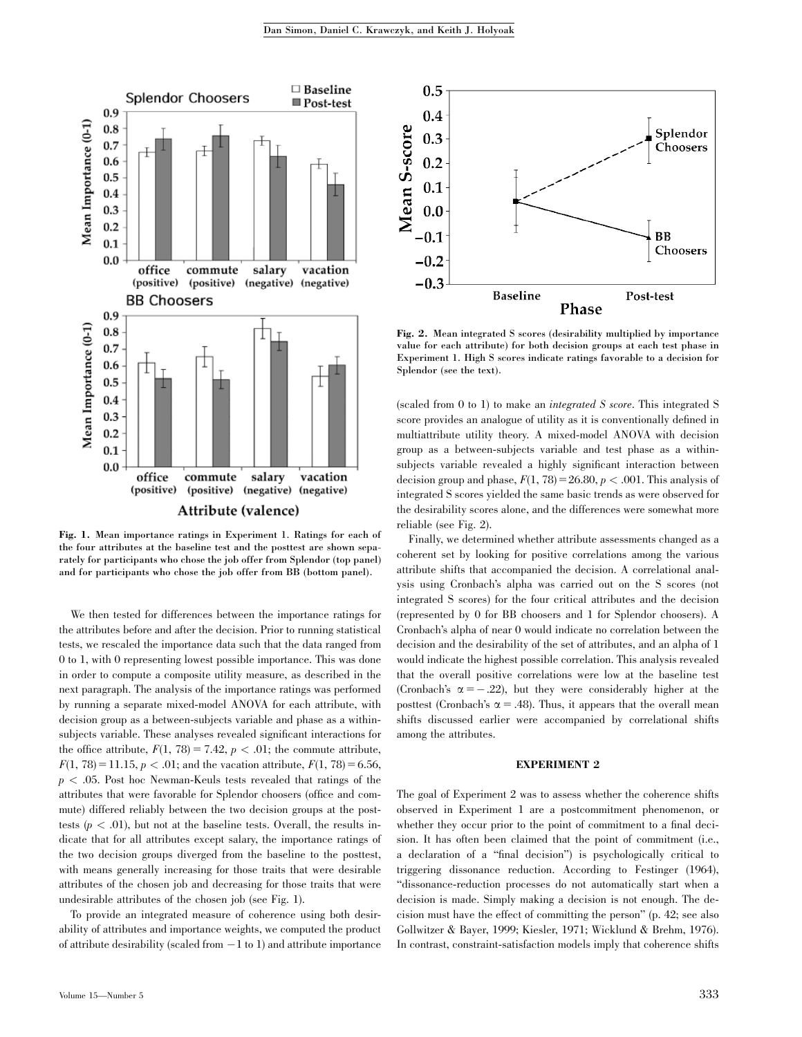Fig. 1. Mean importance ratings in Experiment 1. Ratings for each of the four attributes at the baseline test and the posttest are shown separately for participants who chose the job offer from Splendor (top panel) and for participants who chose the job offer from BB (bottom panel).

We then tested for differences between the importance ratings for the attributes before and after the decision. Prior to running statistical tests, we rescaled the importance data such that the data ranged from 0 to 1, with 0 representing lowest possible importance. This was done in order to compute a composite utility measure, as described in the next paragraph. The analysis of the importance ratings was performed by running a separate mixed-model ANOVA for each attribute, with decision group as a between-subjects variable and phase as a within-subjects variable. These analyses revealed significant interactions for the office attribute, $F(1, 78) = 7.42$, $p < .01$; the commute attribute, $F(1, 78) = 11.15$, $p < .01$; and the vacation attribute, $F(1, 78) = 6.56$, $p < .05$. Post hoc Newman-Keuls tests revealed that ratings of the attributes that were favorable for Splendor choosers (office and commute) differed reliably between the two decision groups at the posttests ($p < .01$), but not at the baseline tests. Overall, the results indicate that for all attributes except salary, the importance ratings of the two decision groups diverged from the baseline to the posttest, with means generally increasing for those traits that were desirable attributes of the chosen job and decreasing for those traits that were undesirable attributes of the chosen job (see Fig. 1).

To provide an integrated measure of coherence using both desirability of attributes and importance weights, we computed the product of attribute desirability (scaled from $-1$ to 1) and attribute importance (scaled from 0 to 1) to make an *integrated S score*. This integrated S score provides an analogue of utility as it is conventionally defined in multiattribute utility theory. A mixed-model ANOVA with decision group as a between-subjects variable and test phase as a within-subjects variable revealed a highly significant interaction between decision group and phase, $F(1, 78) = 26.80$, $p < .001$. This analysis of integrated S scores yielded the same basic trends as were observed for the desirability scores alone, and the differences were somewhat more reliable (see Fig. 2).

Fig. 2. Mean integrated S scores (desirability multiplied by importance value for each attribute) for both decision groups at each test phase in Experiment 1. High S scores indicate ratings favorable to a decision for Splendor (see the text).

Finally, we determined whether attribute assessments changed as a coherent set by looking for positive correlations among the various attribute shifts that accompanied the decision. A correlational analysis using Cronbach's alpha was carried out on the S scores (not integrated S scores) for the four critical attributes and the decision (represented by 0 for BB choosers and 1 for Splendor choosers). A Cronbach's alpha of near 0 would indicate no correlation between the decision and the desirability of the set of attributes, and an alpha of 1 would indicate the highest possible correlation. This analysis revealed that the overall positive correlations were low at the baseline test (Cronbach's $\alpha = -.22$), but they were considerably higher at the posttest (Cronbach's $\alpha = .48$). Thus, it appears that the overall mean shifts discussed earlier were accompanied by correlational shifts among the attributes.

## EXPERIMENT 2

The goal of Experiment 2 was to assess whether the coherence shifts observed in Experiment 1 are a postcommitment phenomenon, or whether they occur prior to the point of commitment to a final decision. It has often been claimed that the point of commitment (i.e., a declaration of a "final decision") is psychologically critical to triggering dissonance reduction. According to Festinger (1964), "dissonance-reduction processes do not automatically start when a decision is made. Simply making a decision is not enough. The decision must have the effect of committing the person" (p. 42; see also Gollwitzer & Bayer, 1999; Kiesler, 1971; Wicklund & Brehm, 1976). In contrast, constraint-satisfaction models imply that coherence shifts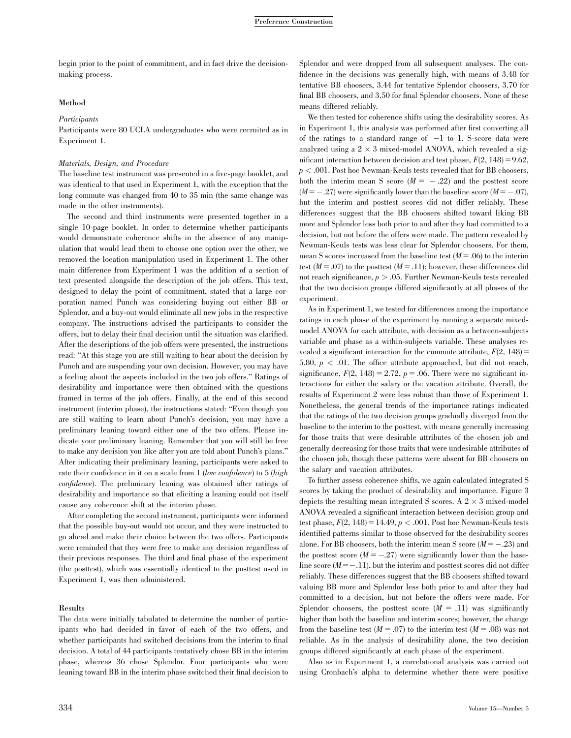begin prior to the point of commitment, and in fact drive the decision-making process.

### Method

#### Participants

Participants were 80 UCLA undergraduates who were recruited as in Experiment 1.

#### Materials, Design, and Procedure

The baseline test instrument was presented in a five-page booklet, and was identical to that used in Experiment 1, with the exception that the long commute was changed from 40 to 35 min (the same change was made in the other instruments).

The second and third instruments were presented together in a single 10-page booklet. In order to determine whether participants would demonstrate coherence shifts in the absence of any manipulation that would lead them to choose one option over the other, we removed the location manipulation used in Experiment 1. The other main difference from Experiment 1 was the addition of a section of text presented alongside the description of the job offers. This text, designed to delay the point of commitment, stated that a large corporation named Punch was considering buying out either BB or Splendor, and a buy-out would eliminate all new jobs in the respective company. The instructions advised the participants to consider the offers, but to delay their final decision until the situation was clarified. After the descriptions of the job offers were presented, the instructions read: "At this stage you are still waiting to hear about the decision by Punch and are suspending your own decision. However, you may have a feeling about the aspects included in the two job offers." Ratings of desirability and importance were then obtained with the questions framed in terms of the job offers. Finally, at the end of this second instrument (interim phase), the instructions stated: "Even though you are still waiting to learn about Punch's decision, you may have a preliminary leaning toward either one of the two offers. Please indicate your preliminary leaning. Remember that you will still be free to make any decision you like after you are told about Punch's plans." After indicating their preliminary leaning, participants were asked to rate their confidence in it on a scale from 1 (*low confidence*) to 5 (*high confidence*). The preliminary leaning was obtained after ratings of desirability and importance so that eliciting a leaning could not itself cause any coherence shift at the interim phase.

After completing the second instrument, participants were informed that the possible buy-out would not occur, and they were instructed to go ahead and make their choice between the two offers. Participants were reminded that they were free to make any decision regardless of their previous responses. The third and final phase of the experiment (the posttest), which was essentially identical to the posttest used in Experiment 1, was then administered.

### Results

The data were initially tabulated to determine the number of participants who had decided in favor of each of the two offers, and whether participants had switched decisions from the interim to final decision. A total of 44 participants tentatively chose BB in the interim phase, whereas 36 chose Splendor. Four participants who were leaning toward BB in the interim phase switched their final decision to Splendor and were dropped from all subsequent analyses. The confidence in the decisions was generally high, with means of 3.48 for tentative BB choosers, 3.44 for tentative Splendor choosers, 3.70 for final BB choosers, and 3.50 for final Splendor choosers. None of these means differed reliably.

We then tested for coherence shifts using the desirability scores. As in Experiment 1, this analysis was performed after first converting all of the ratings to a standard range of $-1$ to 1. S-score data were analyzed using a 2 × 3 mixed-model ANOVA, which revealed a significant interaction between decision and test phase, $F(2, 148) = 9.62$, $p < .001$. Post hoc Newman-Keuls tests revealed that for BB choosers, both the interim mean S score ($M = -.22$) and the posttest score ($M = -.27$) were significantly lower than the baseline score ($M = -.07$), but the interim and posttest scores did not differ reliably. These differences suggest that the BB choosers shifted toward liking BB more and Splendor less both prior to and after they had committed to a decision, but not before the offers were made. The pattern revealed by Newman-Keuls tests was less clear for Splendor choosers. For them, mean S scores increased from the baseline test ($M = .06$) to the interim test ($M = .07$) to the posttest ($M = .11$); however, these differences did not reach significance, $p > .05$. Further Newman-Keuls tests revealed that the two decision groups differed significantly at all phases of the experiment.

As in Experiment 1, we tested for differences among the importance ratings in each phase of the experiment by running a separate mixed-model ANOVA for each attribute, with decision as a between-subjects variable and phase as a within-subjects variable. These analyses revealed a significant interaction for the commute attribute, $F(2, 148) = 5.80$, $p < .01$. The office attribute approached, but did not reach, significance, $F(2, 148) = 2.72$, $p = .06$. There were no significant interactions for either the salary or the vacation attribute. Overall, the results of Experiment 2 were less robust than those of Experiment 1. Nonetheless, the general trends of the importance ratings indicated that the ratings of the two decision groups gradually diverged from the baseline to the interim to the posttest, with means generally increasing for those traits that were desirable attributes of the chosen job and generally decreasing for those traits that were undesirable attributes of the chosen job, though these patterns were absent for BB choosers on the salary and vacation attributes.

To further assess coherence shifts, we again calculated integrated S scores by taking the product of desirability and importance. Figure 3 depicts the resulting mean integrated S scores. A 2 × 3 mixed-model ANOVA revealed a significant interaction between decision group and test phase, $F(2, 148) = 14.49$, $p < .001$. Post hoc Newman-Keuls tests identified patterns similar to those observed for the desirability scores alone. For BB choosers, both the interim mean S score ($M = -.23$) and the posttest score ($M = -.27$) were significantly lower than the baseline score ($M = -.11$), but the interim and posttest scores did not differ reliably. These differences suggest that the BB choosers shifted toward valuing BB more and Splendor less both prior to and after they had committed to a decision, but not before the offers were made. For Splendor choosers, the posttest score ($M = .11$) was significantly higher than both the baseline and interim scores; however, the change from the baseline test ($M = .07$) to the interim test ($M = .08$) was not reliable. As in the analysis of desirability alone, the two decision groups differed significantly at each phase of the experiment.

Also as in Experiment 1, a correlational analysis was carried out using Cronbach's alpha to determine whether there were positive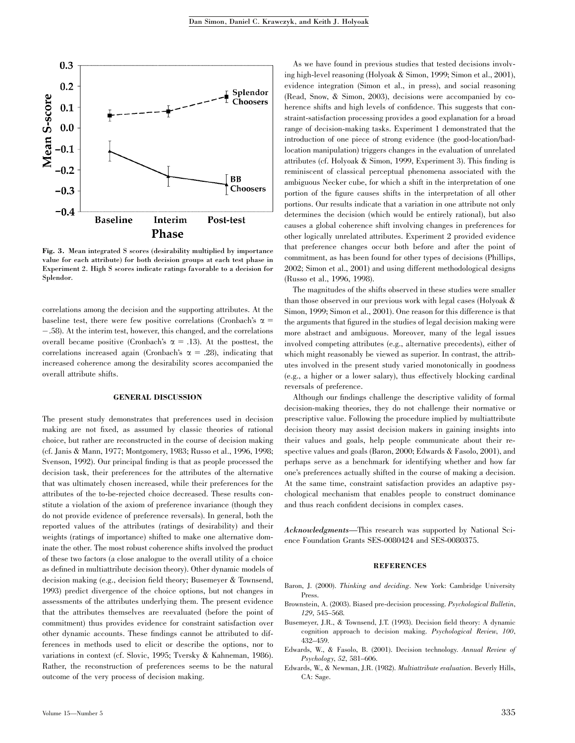0.3
0.2
0.1
0.0
−0.1
−0.2
−0.3
−0.4

Mean S-score

Splendor Choosers

BB Choosers

Baseline
Interim
Post-test

Phase

**Fig. 3.** Mean integrated S scores (desirability multiplied by importance value for each attribute) for both decision groups at each test phase in Experiment 2. High S scores indicate ratings favorable to a decision for Splendor.

correlations among the decision and the supporting attributes. At the baseline test, there were few positive correlations (Cronbach's $\alpha = -.58$). At the interim test, however, this changed, and the correlations overall became positive (Cronbach's $\alpha = .13$). At the posttest, the correlations increased again (Cronbach's $\alpha = .28$), indicating that increased coherence among the desirability scores accompanied the overall attribute shifts.

## GENERAL DISCUSSION

The present study demonstrates that preferences used in decision making are not fixed, as assumed by classic theories of rational choice, but rather are reconstructed in the course of decision making (cf. Janis & Mann, 1977; Montgomery, 1983; Russo et al., 1996, 1998; Svenson, 1992). Our principal finding is that as people processed the decision task, their preferences for the attributes of the alternative that was ultimately chosen increased, while their preferences for the attributes of the to-be-rejected choice decreased. These results constitute a violation of the axiom of preference invariance (though they do not provide evidence of preference reversals). In general, both the reported values of the attributes (ratings of desirability) and their weights (ratings of importance) shifted to make one alternative dominate the other. The most robust coherence shifts involved the product of these two factors (a close analogue to the overall utility of a choice as defined in multiattribute decision theory). Other dynamic models of decision making (e.g., decision field theory; Busemeyer & Townsend, 1993) predict divergence of the choice options, but not changes in assessments of the attributes underlying them. The present evidence that the attributes themselves are reevaluated (before the point of commitment) thus provides evidence for constraint satisfaction over other dynamic accounts. These findings cannot be attributed to differences in methods used to elicit or describe the options, nor to variations in context (cf. Slovic, 1995; Tversky & Kahneman, 1986). Rather, the reconstruction of preferences seems to be the natural outcome of the very process of decision making.

As we have found in previous studies that tested decisions involving high-level reasoning (Holyoak & Simon, 1999; Simon et al., 2001), evidence integration (Simon et al., in press), and social reasoning (Read, Snow, & Simon, 2003), decisions were accompanied by coherence shifts and high levels of confidence. This suggests that constraint-satisfaction processing provides a good explanation for a broad range of decision-making tasks. Experiment 1 demonstrated that the introduction of one piece of strong evidence (the good-location/bad-location manipulation) triggers changes in the evaluation of unrelated attributes (cf. Holyoak & Simon, 1999, Experiment 3). This finding is reminiscent of classical perceptual phenomena associated with the ambiguous Necker cube, for which a shift in the interpretation of one portion of the figure causes shifts in the interpretation of all other portions. Our results indicate that a variation in one attribute not only determines the decision (which would be entirely rational), but also causes a global coherence shift involving changes in preferences for other logically unrelated attributes. Experiment 2 provided evidence that preference changes occur both before and after the point of commitment, as has been found for other types of decisions (Phillips, 2002; Simon et al., 2001) and using different methodological designs (Russo et al., 1996, 1998).

The magnitudes of the shifts observed in these studies were smaller than those observed in our previous work with legal cases (Holyoak & Simon, 1999; Simon et al., 2001). One reason for this difference is that the arguments that figured in the studies of legal decision making were more abstract and ambiguous. Moreover, many of the legal issues involved competing attributes (e.g., alternative precedents), either of which might reasonably be viewed as superior. In contrast, the attributes involved in the present study varied monotonically in goodness (e.g., a higher or a lower salary), thus effectively blocking cardinal reversals of preference.

Although our findings challenge the descriptive validity of formal decision-making theories, they do not challenge their normative or prescriptive value. Following the procedure implied by multiattribute decision theory may assist decision makers in gaining insights into their values and goals, help people communicate about their respective values and goals (Baron, 2000; Edwards & Fasolo, 2001), and perhaps serve as a benchmark for identifying whether and how far one's preferences actually shifted in the course of making a decision. At the same time, constraint satisfaction provides an adaptive psychological mechanism that enables people to construct dominance and thus reach confident decisions in complex cases.

***Acknowledgments***—This research was supported by National Science Foundation Grants SES-0080424 and SES-0080375.

## REFERENCES

Baron, J. (2000). *Thinking and deciding*. New York: Cambridge University Press.

Brownstein, A. (2003). Biased pre-decision processing. *Psychological Bulletin*, *129*, 545–568.

Busemeyer, J.R., & Townsend, J.T. (1993). Decision field theory: A dynamic cognition approach to decision making. *Psychological Review*, *100*, 432–459.

Edwards, W., & Fasolo, B. (2001). Decision technology. *Annual Review of Psychology*, *52*, 581–606.

Edwards, W., & Newman, J.R. (1982). *Multiattribute evaluation*. Beverly Hills, CA: Sage.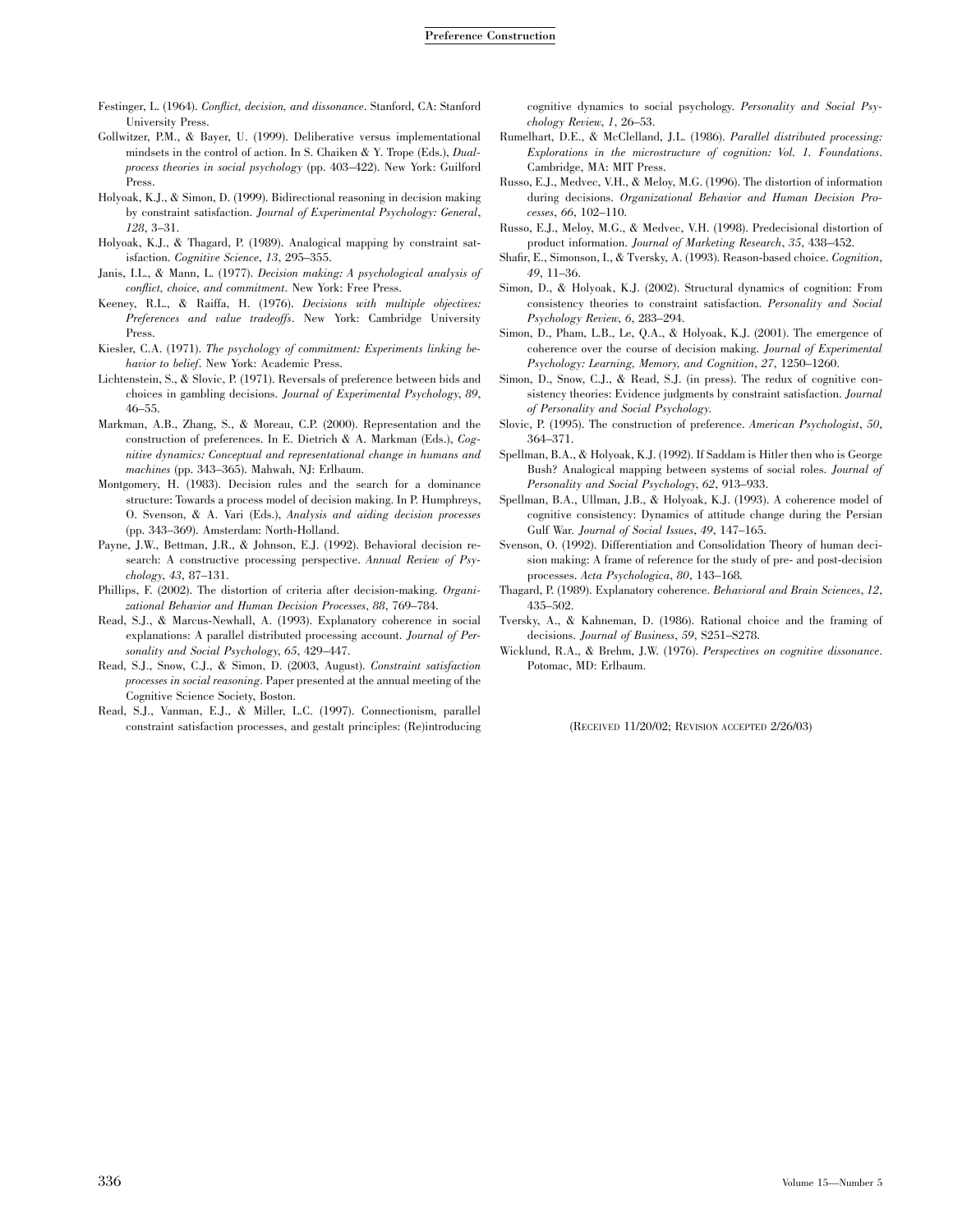Festinger, L. (1964). *Conflict, decision, and dissonance*. Stanford, CA: Stanford University Press.

Gollwitzer, P.M., & Bayer, U. (1999). Deliberative versus implementational mindsets in the control of action. In S. Chaiken & Y. Trope (Eds.), *Dual-process theories in social psychology* (pp. 403–422). New York: Guilford Press.

Holyoak, K.J., & Simon, D. (1999). Bidirectional reasoning in decision making by constraint satisfaction. *Journal of Experimental Psychology: General*, *128*, 3–31.

Holyoak, K.J., & Thagard, P. (1989). Analogical mapping by constraint satisfaction. *Cognitive Science*, *13*, 295–355.

Janis, I.L., & Mann, L. (1977). *Decision making: A psychological analysis of conflict, choice, and commitment*. New York: Free Press.

Keeney, R.L., & Raiffa, H. (1976). *Decisions with multiple objectives: Preferences and value tradeoffs*. New York: Cambridge University Press.

Kiesler, C.A. (1971). *The psychology of commitment: Experiments linking behavior to belief*. New York: Academic Press.

Lichtenstein, S., & Slovic, P. (1971). Reversals of preference between bids and choices in gambling decisions. *Journal of Experimental Psychology*, *89*, 46–55.

Markman, A.B., Zhang, S., & Moreau, C.P. (2000). Representation and the construction of preferences. In E. Dietrich & A. Markman (Eds.), *Cognitive dynamics: Conceptual and representational change in humans and machines* (pp. 343–365). Mahwah, NJ: Erlbaum.

Montgomery, H. (1983). Decision rules and the search for a dominance structure: Towards a process model of decision making. In P. Humphreys, O. Svenson, & A. Vari (Eds.), *Analysis and aiding decision processes* (pp. 343–369). Amsterdam: North-Holland.

Payne, J.W., Bettman, J.R., & Johnson, E.J. (1992). Behavioral decision research: A constructive processing perspective. *Annual Review of Psychology*, *43*, 87–131.

Phillips, F. (2002). The distortion of criteria after decision-making. *Organizational Behavior and Human Decision Processes*, *88*, 769–784.

Read, S.J., & Marcus-Newhall, A. (1993). Explanatory coherence in social explanations: A parallel distributed processing account. *Journal of Personality and Social Psychology*, *65*, 429–447.

Read, S.J., Snow, C.J., & Simon, D. (2003, August). *Constraint satisfaction processes in social reasoning*. Paper presented at the annual meeting of the Cognitive Science Society, Boston.

Read, S.J., Vanman, E.J., & Miller, L.C. (1997). Connectionism, parallel constraint satisfaction processes, and gestalt principles: (Re)introducing cognitive dynamics to social psychology. *Personality and Social Psychology Review*, *1*, 26–53.

Rumelhart, D.E., & McClelland, J.L. (1986). *Parallel distributed processing: Explorations in the microstructure of cognition: Vol. 1. Foundations*. Cambridge, MA: MIT Press.

Russo, E.J., Medvec, V.H., & Meloy, M.G. (1996). The distortion of information during decisions. *Organizational Behavior and Human Decision Processes*, *66*, 102–110.

Russo, E.J., Meloy, M.G., & Medvec, V.H. (1998). Predecisional distortion of product information. *Journal of Marketing Research*, *35*, 438–452.

Shafir, E., Simonson, I., & Tversky, A. (1993). Reason-based choice. *Cognition*, *49*, 11–36.

Simon, D., & Holyoak, K.J. (2002). Structural dynamics of cognition: From consistency theories to constraint satisfaction. *Personality and Social Psychology Review*, *6*, 283–294.

Simon, D., Pham, L.B., Le, Q.A., & Holyoak, K.J. (2001). The emergence of coherence over the course of decision making. *Journal of Experimental Psychology: Learning, Memory, and Cognition*, *27*, 1250–1260.

Simon, D., Snow, C.J., & Read, S.J. (in press). The redux of cognitive consistency theories: Evidence judgments by constraint satisfaction. *Journal of Personality and Social Psychology*.

Slovic, P. (1995). The construction of preference. *American Psychologist*, *50*, 364–371.

Spellman, B.A., & Holyoak, K.J. (1992). If Saddam is Hitler then who is George Bush? Analogical mapping between systems of social roles. *Journal of Personality and Social Psychology*, *62*, 913–933.

Spellman, B.A., Ullman, J.B., & Holyoak, K.J. (1993). A coherence model of cognitive consistency: Dynamics of attitude change during the Persian Gulf War. *Journal of Social Issues*, *49*, 147–165.

Svenson, O. (1992). Differentiation and Consolidation Theory of human decision making: A frame of reference for the study of pre- and post-decision processes. *Acta Psychologica*, *80*, 143–168.

Thagard, P. (1989). Explanatory coherence. *Behavioral and Brain Sciences*, *12*, 435–502.

Tversky, A., & Kahneman, D. (1986). Rational choice and the framing of decisions. *Journal of Business*, *59*, S251–S278.

Wicklund, R.A., & Brehm, J.W. (1976). *Perspectives on cognitive dissonance*. Potomac, MD: Erlbaum.

(Received 11/20/02; Revision accepted 2/26/03)